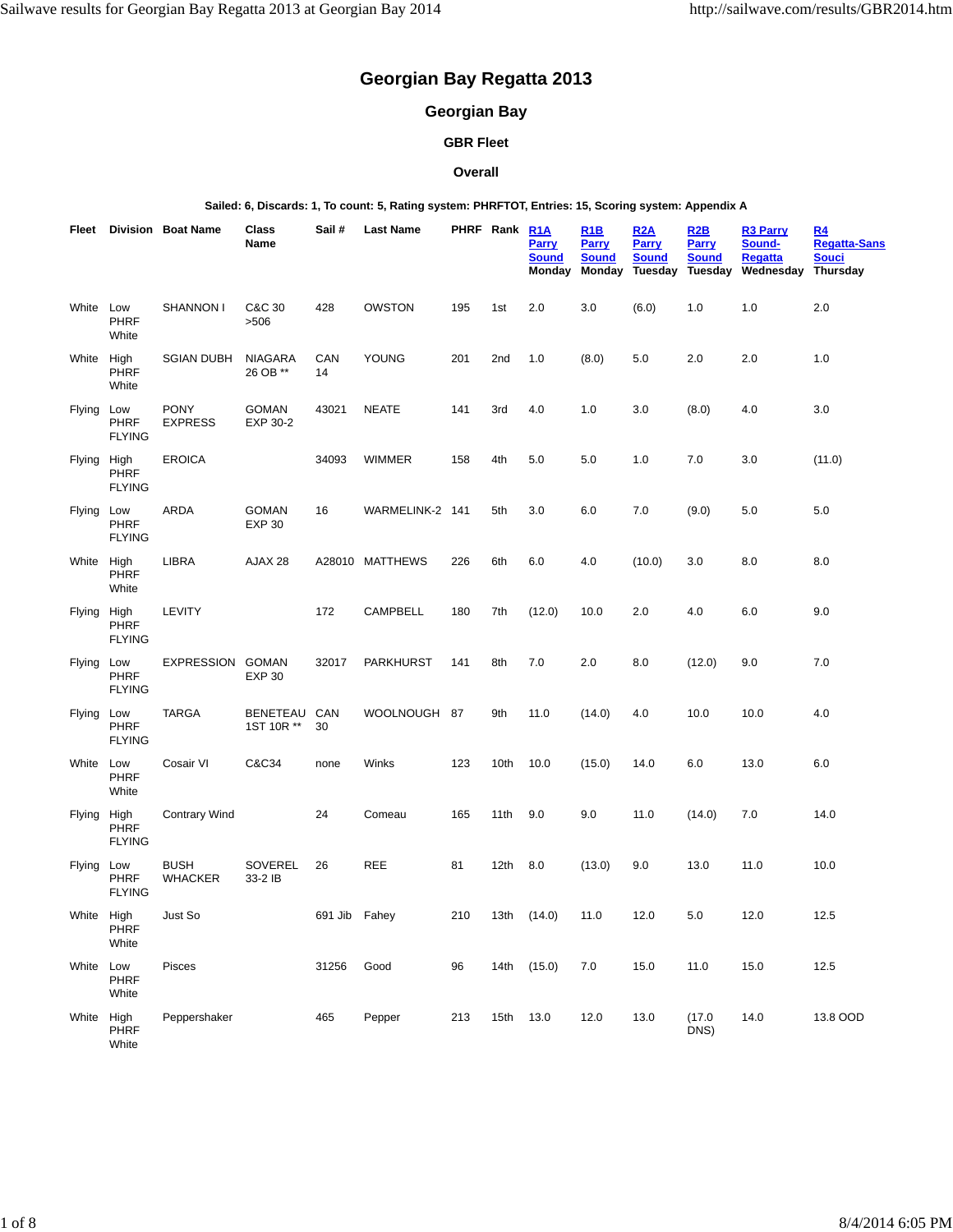# Georgian Bay Regatta 2013

## Georgian Bay

### GBR Fleet

### Overall

**Sailed: 6, Discards: 1, To count: 5, Rating system: PHRFTOT, Entries: 15, Scoring system: Appendix A**

| Fleet | Division | Boat Name | Class Name | Sail # | Last Name | PHRF | Rank | R1A Parry Sound Monday | R1B Parry Sound Monday | R2A Parry Sound Tuesday | R2B Parry Sound Tuesday | R3 Parry Sound-Regatta Wednesday | R4 Regatta-Sans Souci Thursday |
|---|---|---|---|---|---|---|---|---|---|---|---|---|---|
| White | Low PHRF White | SHANNON I | C&C 30 >506 | 428 | OWSTON | 195 | 1st | 2.0 | 3.0 | (6.0) | 1.0 | 1.0 | 2.0 |
| White | High PHRF White | SGIAN DUBH | NIAGARA 26 OB ** | CAN 14 | YOUNG | 201 | 2nd | 1.0 | (8.0) | 5.0 | 2.0 | 2.0 | 1.0 |
| Flying | Low PHRF FLYING | PONY EXPRESS | GOMAN EXP 30-2 | 43021 | NEATE | 141 | 3rd | 4.0 | 1.0 | 3.0 | (8.0) | 4.0 | 3.0 |
| Flying | High PHRF FLYING | EROICA | | 34093 | WIMMER | 158 | 4th | 5.0 | 5.0 | 1.0 | 7.0 | 3.0 | (11.0) |
| Flying | Low PHRF FLYING | ARDA | GOMAN EXP 30 | 16 | WARMELINK-2 | 141 | 5th | 3.0 | 6.0 | 7.0 | (9.0) | 5.0 | 5.0 |
| White | High PHRF White | LIBRA | AJAX 28 | A28010 | MATTHEWS | 226 | 6th | 6.0 | 4.0 | (10.0) | 3.0 | 8.0 | 8.0 |
| Flying | High PHRF FLYING | LEVITY | | 172 | CAMPBELL | 180 | 7th | (12.0) | 10.0 | 2.0 | 4.0 | 6.0 | 9.0 |
| Flying | Low PHRF FLYING | EXPRESSION | GOMAN EXP 30 | 32017 | PARKHURST | 141 | 8th | 7.0 | 2.0 | 8.0 | (12.0) | 9.0 | 7.0 |
| Flying | Low PHRF FLYING | TARGA | BENETEAU 1ST 10R ** | CAN 30 | WOOLNOUGH | 87 | 9th | 11.0 | (14.0) | 4.0 | 10.0 | 10.0 | 4.0 |
| White | Low PHRF White | Cosair VI | C&C34 | none | Winks | 123 | 10th | 10.0 | (15.0) | 14.0 | 6.0 | 13.0 | 6.0 |
| Flying | High PHRF FLYING | Contrary Wind | | 24 | Comeau | 165 | 11th | 9.0 | 9.0 | 11.0 | (14.0) | 7.0 | 14.0 |
| Flying | Low PHRF FLYING | BUSH WHACKER | SOVEREL 33-2 IB | 26 | REE | 81 | 12th | 8.0 | (13.0) | 9.0 | 13.0 | 11.0 | 10.0 |
| White | High PHRF White | Just So | | 691 Jib | Fahey | 210 | 13th | (14.0) | 11.0 | 12.0 | 5.0 | 12.0 | 12.5 |
| White | Low PHRF White | Pisces | | 31256 | Good | 96 | 14th | (15.0) | 7.0 | 15.0 | 11.0 | 15.0 | 12.5 |
| White | High PHRF White | Peppershaker | | 465 | Pepper | 213 | 15th | 13.0 | 12.0 | 13.0 | (17.0 DNS) | 14.0 | 13.8 OOD |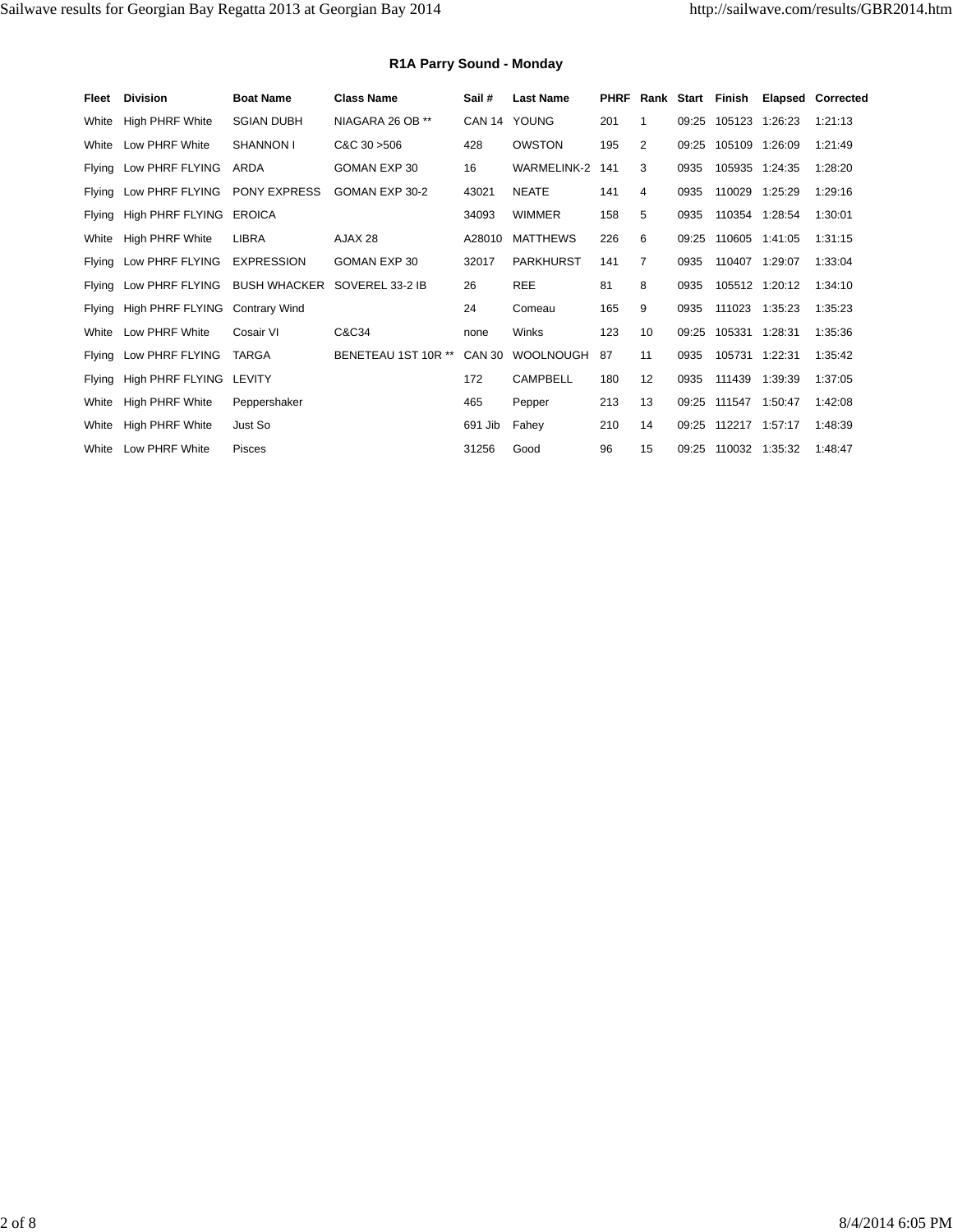### R1A Parry Sound - Monday

| Fleet | Division | Boat Name | Class Name | Sail # | Last Name | PHRF | Rank | Start | Finish | Elapsed | Corrected |
|---|---|---|---|---|---|---|---|---|---|---|---|
| White | High PHRF White | SGIAN DUBH | NIAGARA 26 OB ** | CAN 14 | YOUNG | 201 | 1 | 09:25 | 105123 | 1:26:23 | 1:21:13 |
| White | Low PHRF White | SHANNON I | C&C 30 >506 | 428 | OWSTON | 195 | 2 | 09:25 | 105109 | 1:26:09 | 1:21:49 |
| Flying | Low PHRF FLYING | ARDA | GOMAN EXP 30 | 16 | WARMELINK-2 | 141 | 3 | 0935 | 105935 | 1:24:35 | 1:28:20 |
| Flying | Low PHRF FLYING | PONY EXPRESS | GOMAN EXP 30-2 | 43021 | NEATE | 141 | 4 | 0935 | 110029 | 1:25:29 | 1:29:16 |
| Flying | High PHRF FLYING | EROICA | | 34093 | WIMMER | 158 | 5 | 0935 | 110354 | 1:28:54 | 1:30:01 |
| White | High PHRF White | LIBRA | AJAX 28 | A28010 | MATTHEWS | 226 | 6 | 09:25 | 110605 | 1:41:05 | 1:31:15 |
| Flying | Low PHRF FLYING | EXPRESSION | GOMAN EXP 30 | 32017 | PARKHURST | 141 | 7 | 0935 | 110407 | 1:29:07 | 1:33:04 |
| Flying | Low PHRF FLYING | BUSH WHACKER | SOVEREL 33-2 IB | 26 | REE | 81 | 8 | 0935 | 105512 | 1:20:12 | 1:34:10 |
| Flying | High PHRF FLYING | Contrary Wind | | 24 | Comeau | 165 | 9 | 0935 | 111023 | 1:35:23 | 1:35:23 |
| White | Low PHRF White | Cosair VI | C&C34 | none | Winks | 123 | 10 | 09:25 | 105331 | 1:28:31 | 1:35:36 |
| Flying | Low PHRF FLYING | TARGA | BENETEAU 1ST 10R ** | CAN 30 | WOOLNOUGH | 87 | 11 | 0935 | 105731 | 1:22:31 | 1:35:42 |
| Flying | High PHRF FLYING | LEVITY | | 172 | CAMPBELL | 180 | 12 | 0935 | 111439 | 1:39:39 | 1:37:05 |
| White | High PHRF White | Peppershaker | | 465 | Pepper | 213 | 13 | 09:25 | 111547 | 1:50:47 | 1:42:08 |
| White | High PHRF White | Just So | | 691 Jib | Fahey | 210 | 14 | 09:25 | 112217 | 1:57:17 | 1:48:39 |
| White | Low PHRF White | Pisces | | 31256 | Good | 96 | 15 | 09:25 | 110032 | 1:35:32 | 1:48:47 |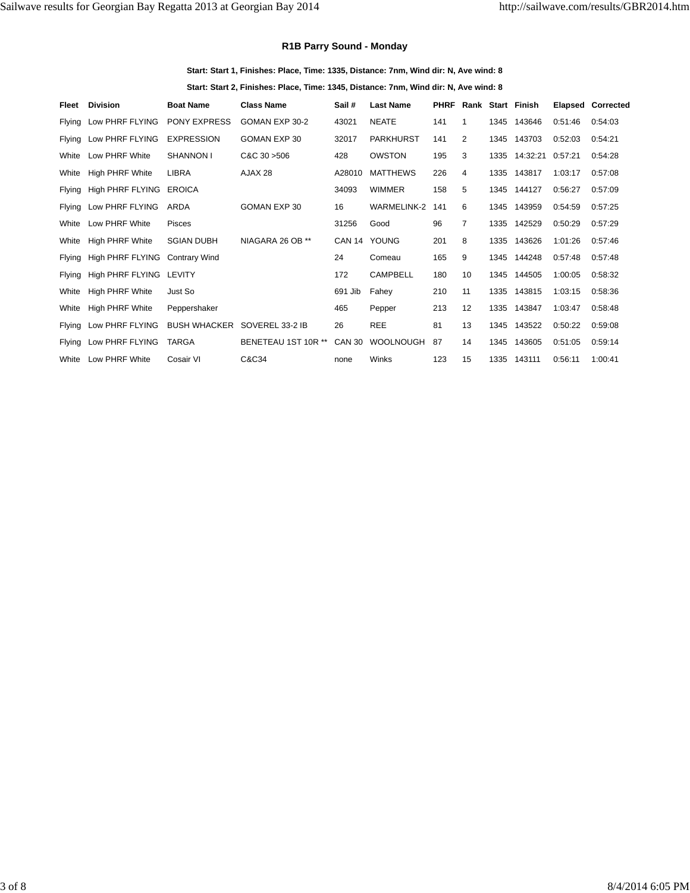## R1B Parry Sound - Monday

**Start: Start 1, Finishes: Place, Time: 1335, Distance: 7nm, Wind dir: N, Ave wind: 8**

**Start: Start 2, Finishes: Place, Time: 1345, Distance: 7nm, Wind dir: N, Ave wind: 8**

| Fleet | Division | Boat Name | Class Name | Sail # | Last Name | PHRF | Rank | Start | Finish | Elapsed | Corrected |
|---|---|---|---|---|---|---|---|---|---|---|---|
| Flying | Low PHRF FLYING | PONY EXPRESS | GOMAN EXP 30-2 | 43021 | NEATE | 141 | 1 | 1345 | 143646 | 0:51:46 | 0:54:03 |
| Flying | Low PHRF FLYING | EXPRESSION | GOMAN EXP 30 | 32017 | PARKHURST | 141 | 2 | 1345 | 143703 | 0:52:03 | 0:54:21 |
| White | Low PHRF White | SHANNON I | C&C 30 >506 | 428 | OWSTON | 195 | 3 | 1335 | 14:32:21 | 0:57:21 | 0:54:28 |
| White | High PHRF White | LIBRA | AJAX 28 | A28010 | MATTHEWS | 226 | 4 | 1335 | 143817 | 1:03:17 | 0:57:08 |
| Flying | High PHRF FLYING | EROICA | | 34093 | WIMMER | 158 | 5 | 1345 | 144127 | 0:56:27 | 0:57:09 |
| Flying | Low PHRF FLYING | ARDA | GOMAN EXP 30 | 16 | WARMELINK-2 | 141 | 6 | 1345 | 143959 | 0:54:59 | 0:57:25 |
| White | Low PHRF White | Pisces | | 31256 | Good | 96 | 7 | 1335 | 142529 | 0:50:29 | 0:57:29 |
| White | High PHRF White | SGIAN DUBH | NIAGARA 26 OB ** | CAN 14 | YOUNG | 201 | 8 | 1335 | 143626 | 1:01:26 | 0:57:46 |
| Flying | High PHRF FLYING | Contrary Wind | | 24 | Comeau | 165 | 9 | 1345 | 144248 | 0:57:48 | 0:57:48 |
| Flying | High PHRF FLYING | LEVITY | | 172 | CAMPBELL | 180 | 10 | 1345 | 144505 | 1:00:05 | 0:58:32 |
| White | High PHRF White | Just So | | 691 Jib | Fahey | 210 | 11 | 1335 | 143815 | 1:03:15 | 0:58:36 |
| White | High PHRF White | Peppershaker | | 465 | Pepper | 213 | 12 | 1335 | 143847 | 1:03:47 | 0:58:48 |
| Flying | Low PHRF FLYING | BUSH WHACKER | SOVEREL 33-2 IB | 26 | REE | 81 | 13 | 1345 | 143522 | 0:50:22 | 0:59:08 |
| Flying | Low PHRF FLYING | TARGA | BENETEAU 1ST 10R ** | CAN 30 | WOOLNOUGH | 87 | 14 | 1345 | 143605 | 0:51:05 | 0:59:14 |
| White | Low PHRF White | Cosair VI | C&C34 | none | Winks | 123 | 15 | 1335 | 143111 | 0:56:11 | 1:00:41 |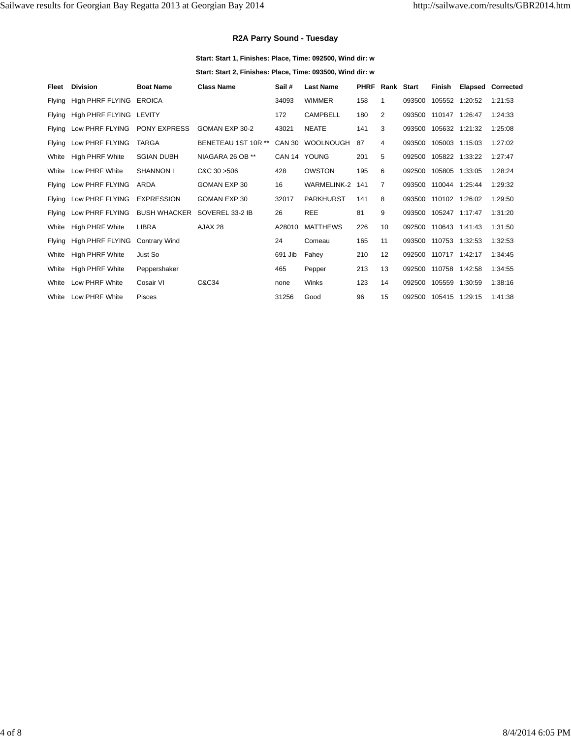### R2A Parry Sound - Tuesday

**Start: Start 1, Finishes: Place, Time: 092500, Wind dir: w**

**Start: Start 2, Finishes: Place, Time: 093500, Wind dir: w**

| Fleet | Division | Boat Name | Class Name | Sail # | Last Name | PHRF | Rank | Start | Finish | Elapsed | Corrected |
|---|---|---|---|---|---|---|---|---|---|---|---|
| Flying | High PHRF FLYING | EROICA | | 34093 | WIMMER | 158 | 1 | 093500 | 105552 | 1:20:52 | 1:21:53 |
| Flying | High PHRF FLYING | LEVITY | | 172 | CAMPBELL | 180 | 2 | 093500 | 110147 | 1:26:47 | 1:24:33 |
| Flying | Low PHRF FLYING | PONY EXPRESS | GOMAN EXP 30-2 | 43021 | NEATE | 141 | 3 | 093500 | 105632 | 1:21:32 | 1:25:08 |
| Flying | Low PHRF FLYING | TARGA | BENETEAU 1ST 10R ** | CAN 30 | WOOLNOUGH | 87 | 4 | 093500 | 105003 | 1:15:03 | 1:27:02 |
| White | High PHRF White | SGIAN DUBH | NIAGARA 26 OB ** | CAN 14 | YOUNG | 201 | 5 | 092500 | 105822 | 1:33:22 | 1:27:47 |
| White | Low PHRF White | SHANNON I | C&C 30 >506 | 428 | OWSTON | 195 | 6 | 092500 | 105805 | 1:33:05 | 1:28:24 |
| Flying | Low PHRF FLYING | ARDA | GOMAN EXP 30 | 16 | WARMELINK-2 | 141 | 7 | 093500 | 110044 | 1:25:44 | 1:29:32 |
| Flying | Low PHRF FLYING | EXPRESSION | GOMAN EXP 30 | 32017 | PARKHURST | 141 | 8 | 093500 | 110102 | 1:26:02 | 1:29:50 |
| Flying | Low PHRF FLYING | BUSH WHACKER | SOVEREL 33-2 IB | 26 | REE | 81 | 9 | 093500 | 105247 | 1:17:47 | 1:31:20 |
| White | High PHRF White | LIBRA | AJAX 28 | A28010 | MATTHEWS | 226 | 10 | 092500 | 110643 | 1:41:43 | 1:31:50 |
| Flying | High PHRF FLYING | Contrary Wind | | 24 | Comeau | 165 | 11 | 093500 | 110753 | 1:32:53 | 1:32:53 |
| White | High PHRF White | Just So | | 691 Jib | Fahey | 210 | 12 | 092500 | 110717 | 1:42:17 | 1:34:45 |
| White | High PHRF White | Peppershaker | | 465 | Pepper | 213 | 13 | 092500 | 110758 | 1:42:58 | 1:34:55 |
| White | Low PHRF White | Cosair VI | C&C34 | none | Winks | 123 | 14 | 092500 | 105559 | 1:30:59 | 1:38:16 |
| White | Low PHRF White | Pisces | | 31256 | Good | 96 | 15 | 092500 | 105415 | 1:29:15 | 1:41:38 |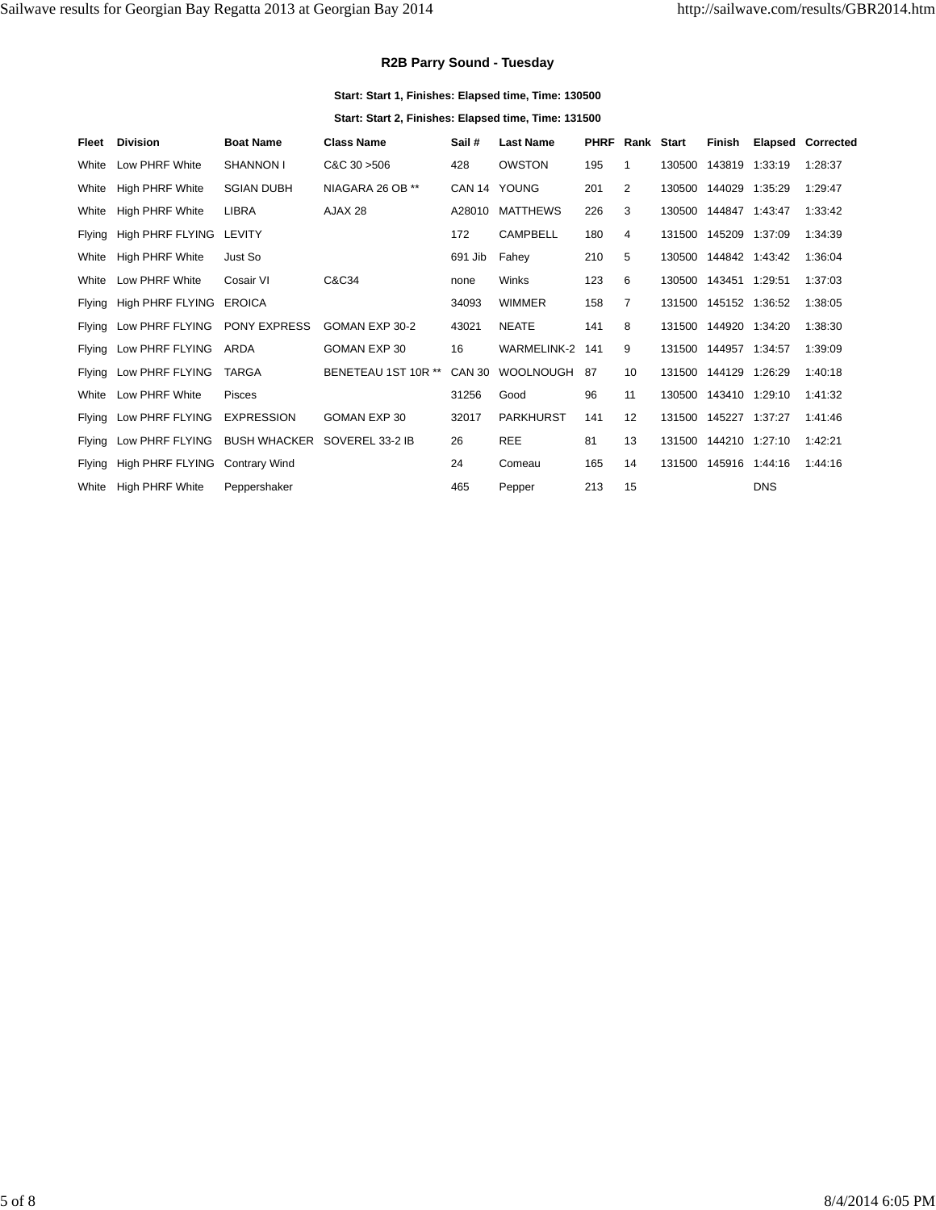## R2B Parry Sound - Tuesday

**Start: Start 1, Finishes: Elapsed time, Time: 130500**

**Start: Start 2, Finishes: Elapsed time, Time: 131500**

| Fleet | Division | Boat Name | Class Name | Sail # | Last Name | PHRF | Rank | Start | Finish | Elapsed | Corrected |
|---|---|---|---|---|---|---|---|---|---|---|---|
| White | Low PHRF White | SHANNON I | C&C 30 >506 | 428 | OWSTON | 195 | 1 | 130500 | 143819 | 1:33:19 | 1:28:37 |
| White | High PHRF White | SGIAN DUBH | NIAGARA 26 OB ** | CAN 14 | YOUNG | 201 | 2 | 130500 | 144029 | 1:35:29 | 1:29:47 |
| White | High PHRF White | LIBRA | AJAX 28 | A28010 | MATTHEWS | 226 | 3 | 130500 | 144847 | 1:43:47 | 1:33:42 |
| Flying | High PHRF FLYING | LEVITY | | 172 | CAMPBELL | 180 | 4 | 131500 | 145209 | 1:37:09 | 1:34:39 |
| White | High PHRF White | Just So | | 691 Jib | Fahey | 210 | 5 | 130500 | 144842 | 1:43:42 | 1:36:04 |
| White | Low PHRF White | Cosair VI | C&C34 | none | Winks | 123 | 6 | 130500 | 143451 | 1:29:51 | 1:37:03 |
| Flying | High PHRF FLYING | EROICA | | 34093 | WIMMER | 158 | 7 | 131500 | 145152 | 1:36:52 | 1:38:05 |
| Flying | Low PHRF FLYING | PONY EXPRESS | GOMAN EXP 30-2 | 43021 | NEATE | 141 | 8 | 131500 | 144920 | 1:34:20 | 1:38:30 |
| Flying | Low PHRF FLYING | ARDA | GOMAN EXP 30 | 16 | WARMELINK-2 | 141 | 9 | 131500 | 144957 | 1:34:57 | 1:39:09 |
| Flying | Low PHRF FLYING | TARGA | BENETEAU 1ST 10R ** | CAN 30 | WOOLNOUGH | 87 | 10 | 131500 | 144129 | 1:26:29 | 1:40:18 |
| White | Low PHRF White | Pisces | | 31256 | Good | 96 | 11 | 130500 | 143410 | 1:29:10 | 1:41:32 |
| Flying | Low PHRF FLYING | EXPRESSION | GOMAN EXP 30 | 32017 | PARKHURST | 141 | 12 | 131500 | 145227 | 1:37:27 | 1:41:46 |
| Flying | Low PHRF FLYING | BUSH WHACKER | SOVEREL 33-2 IB | 26 | REE | 81 | 13 | 131500 | 144210 | 1:27:10 | 1:42:21 |
| Flying | High PHRF FLYING | Contrary Wind | | 24 | Comeau | 165 | 14 | 131500 | 145916 | 1:44:16 | 1:44:16 |
| White | High PHRF White | Peppershaker | | 465 | Pepper | 213 | 15 | | | DNS | |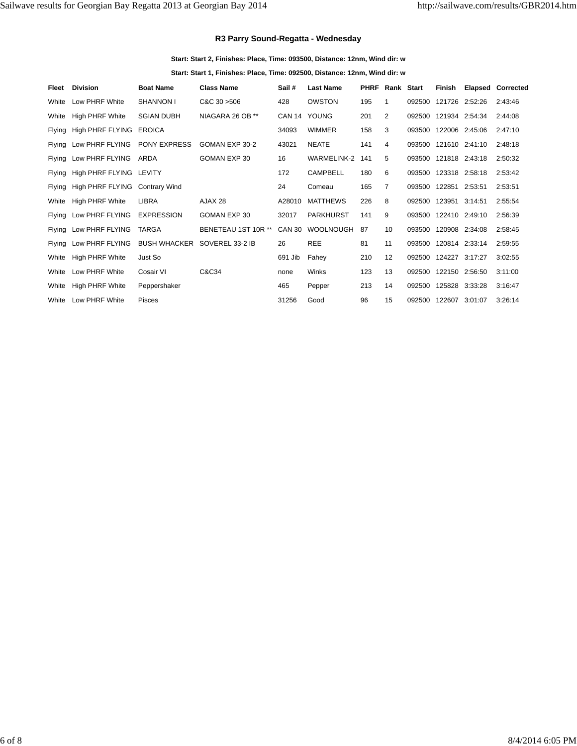### R3 Parry Sound-Regatta - Wednesday

**Start: Start 2, Finishes: Place, Time: 093500, Distance: 12nm, Wind dir: w**

**Start: Start 1, Finishes: Place, Time: 092500, Distance: 12nm, Wind dir: w**

| Fleet | Division | Boat Name | Class Name | Sail # | Last Name | PHRF | Rank | Start | Finish | Elapsed | Corrected |
|---|---|---|---|---|---|---|---|---|---|---|---|
| White | Low PHRF White | SHANNON I | C&C 30 >506 | 428 | OWSTON | 195 | 1 | 092500 | 121726 | 2:52:26 | 2:43:46 |
| White | High PHRF White | SGIAN DUBH | NIAGARA 26 OB ** | CAN 14 | YOUNG | 201 | 2 | 092500 | 121934 | 2:54:34 | 2:44:08 |
| Flying | High PHRF FLYING | EROICA | | 34093 | WIMMER | 158 | 3 | 093500 | 122006 | 2:45:06 | 2:47:10 |
| Flying | Low PHRF FLYING | PONY EXPRESS | GOMAN EXP 30-2 | 43021 | NEATE | 141 | 4 | 093500 | 121610 | 2:41:10 | 2:48:18 |
| Flying | Low PHRF FLYING | ARDA | GOMAN EXP 30 | 16 | WARMELINK-2 | 141 | 5 | 093500 | 121818 | 2:43:18 | 2:50:32 |
| Flying | High PHRF FLYING | LEVITY | | 172 | CAMPBELL | 180 | 6 | 093500 | 123318 | 2:58:18 | 2:53:42 |
| Flying | High PHRF FLYING | Contrary Wind | | 24 | Comeau | 165 | 7 | 093500 | 122851 | 2:53:51 | 2:53:51 |
| White | High PHRF White | LIBRA | AJAX 28 | A28010 | MATTHEWS | 226 | 8 | 092500 | 123951 | 3:14:51 | 2:55:54 |
| Flying | Low PHRF FLYING | EXPRESSION | GOMAN EXP 30 | 32017 | PARKHURST | 141 | 9 | 093500 | 122410 | 2:49:10 | 2:56:39 |
| Flying | Low PHRF FLYING | TARGA | BENETEAU 1ST 10R ** | CAN 30 | WOOLNOUGH | 87 | 10 | 093500 | 120908 | 2:34:08 | 2:58:45 |
| Flying | Low PHRF FLYING | BUSH WHACKER | SOVEREL 33-2 IB | 26 | REE | 81 | 11 | 093500 | 120814 | 2:33:14 | 2:59:55 |
| White | High PHRF White | Just So | | 691 Jib | Fahey | 210 | 12 | 092500 | 124227 | 3:17:27 | 3:02:55 |
| White | Low PHRF White | Cosair VI | C&C34 | none | Winks | 123 | 13 | 092500 | 122150 | 2:56:50 | 3:11:00 |
| White | High PHRF White | Peppershaker | | 465 | Pepper | 213 | 14 | 092500 | 125828 | 3:33:28 | 3:16:47 |
| White | Low PHRF White | Pisces | | 31256 | Good | 96 | 15 | 092500 | 122607 | 3:01:07 | 3:26:14 |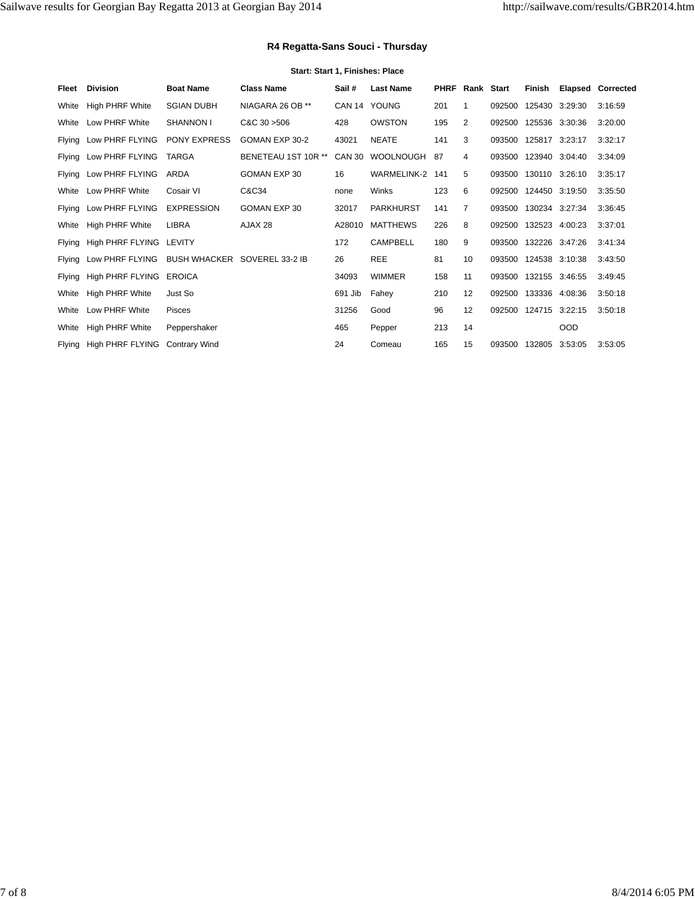### R4 Regatta-Sans Souci - Thursday

**Start: Start 1, Finishes: Place**

| Fleet | Division | Boat Name | Class Name | Sail # | Last Name | PHRF | Rank | Start | Finish | Elapsed | Corrected |
|---|---|---|---|---|---|---|---|---|---|---|---|
| White | High PHRF White | SGIAN DUBH | NIAGARA 26 OB ** | CAN 14 | YOUNG | 201 | 1 | 092500 | 125430 | 3:29:30 | 3:16:59 |
| White | Low PHRF White | SHANNON I | C&C 30 >506 | 428 | OWSTON | 195 | 2 | 092500 | 125536 | 3:30:36 | 3:20:00 |
| Flying | Low PHRF FLYING | PONY EXPRESS | GOMAN EXP 30-2 | 43021 | NEATE | 141 | 3 | 093500 | 125817 | 3:23:17 | 3:32:17 |
| Flying | Low PHRF FLYING | TARGA | BENETEAU 1ST 10R ** | CAN 30 | WOOLNOUGH | 87 | 4 | 093500 | 123940 | 3:04:40 | 3:34:09 |
| Flying | Low PHRF FLYING | ARDA | GOMAN EXP 30 | 16 | WARMELINK-2 | 141 | 5 | 093500 | 130110 | 3:26:10 | 3:35:17 |
| White | Low PHRF White | Cosair VI | C&C34 | none | Winks | 123 | 6 | 092500 | 124450 | 3:19:50 | 3:35:50 |
| Flying | Low PHRF FLYING | EXPRESSION | GOMAN EXP 30 | 32017 | PARKHURST | 141 | 7 | 093500 | 130234 | 3:27:34 | 3:36:45 |
| White | High PHRF White | LIBRA | AJAX 28 | A28010 | MATTHEWS | 226 | 8 | 092500 | 132523 | 4:00:23 | 3:37:01 |
| Flying | High PHRF FLYING | LEVITY | | 172 | CAMPBELL | 180 | 9 | 093500 | 132226 | 3:47:26 | 3:41:34 |
| Flying | Low PHRF FLYING | BUSH WHACKER | SOVEREL 33-2 IB | 26 | REE | 81 | 10 | 093500 | 124538 | 3:10:38 | 3:43:50 |
| Flying | High PHRF FLYING | EROICA | | 34093 | WIMMER | 158 | 11 | 093500 | 132155 | 3:46:55 | 3:49:45 |
| White | High PHRF White | Just So | | 691 Jib | Fahey | 210 | 12 | 092500 | 133336 | 4:08:36 | 3:50:18 |
| White | Low PHRF White | Pisces | | 31256 | Good | 96 | 12 | 092500 | 124715 | 3:22:15 | 3:50:18 |
| White | High PHRF White | Peppershaker | | 465 | Pepper | 213 | 14 | | | OOD | |
| Flying | High PHRF FLYING | Contrary Wind | | 24 | Comeau | 165 | 15 | 093500 | 132805 | 3:53:05 | 3:53:05 |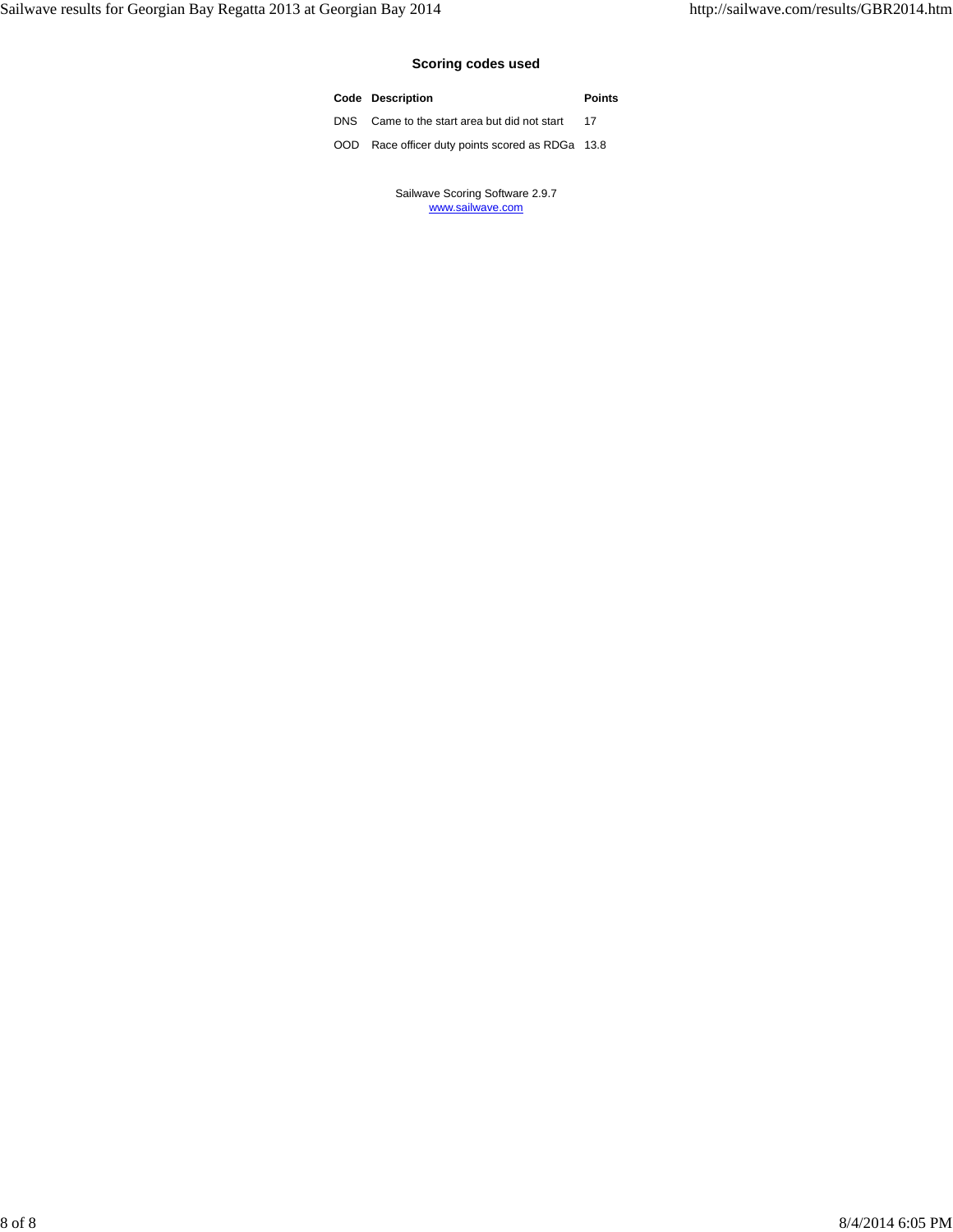### Scoring codes used

| Code | Description | Points |
|---|---|---|
| DNS | Came to the start area but did not start | 17 |
| OOD | Race officer duty points scored as RDGa | 13.8 |

Sailwave Scoring Software 2.9.7
www.sailwave.com